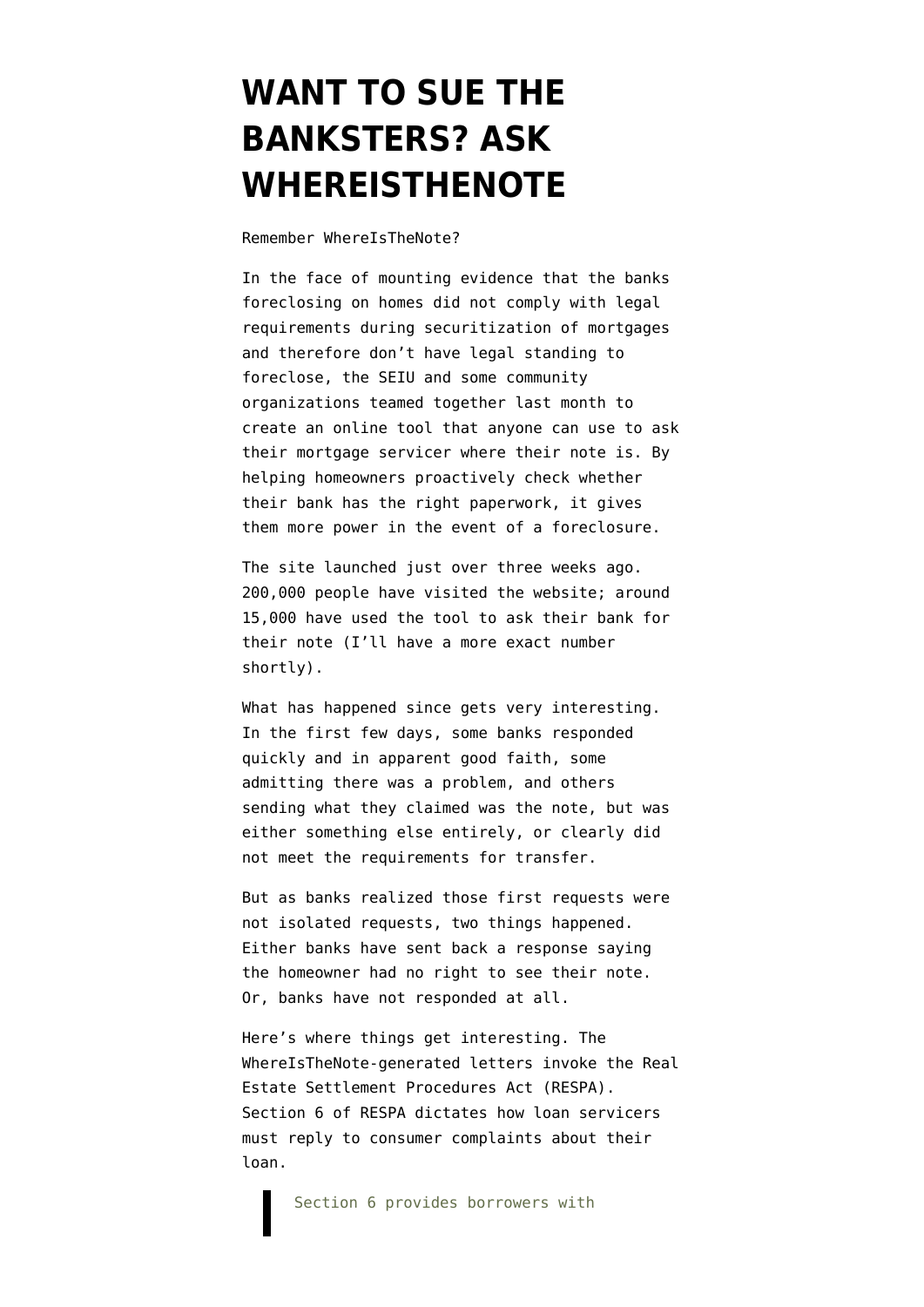# WANT TO SUE THE BANKSTERS? ASK WHEREISTHENOTE

Remember WhereIsTheNote?

In the face of mounting evidence that the banks foreclosing on homes did not comply with legal requirements during securitization of mortgages and therefore don't have legal standing to foreclose, the SEIU and some community organizations teamed together last month to create an online tool that anyone can use to ask their mortgage servicer where their note is. By helping homeowners proactively check whether their bank has the right paperwork, it gives them more power in the event of a foreclosure.

The site launched just over three weeks ago. 200,000 people have visited the website; around 15,000 have used the tool to ask their bank for their note (I'll have a more exact number shortly).

What has happened since gets very interesting. In the first few days, some banks responded quickly and in apparent good faith, some admitting there was a problem, and others sending what they claimed was the note, but was either something else entirely, or clearly did not meet the requirements for transfer.

But as banks realized those first requests were not isolated requests, two things happened. Either banks have sent back a response saying the homeowner had no right to see their note. Or, banks have not responded at all.

Here's where things get interesting. The WhereIsTheNote-generated letters invoke the Real Estate Settlement Procedures Act (RESPA). Section 6 of RESPA dictates how loan servicers must reply to consumer complaints about their loan.

> Section 6 provides borrowers with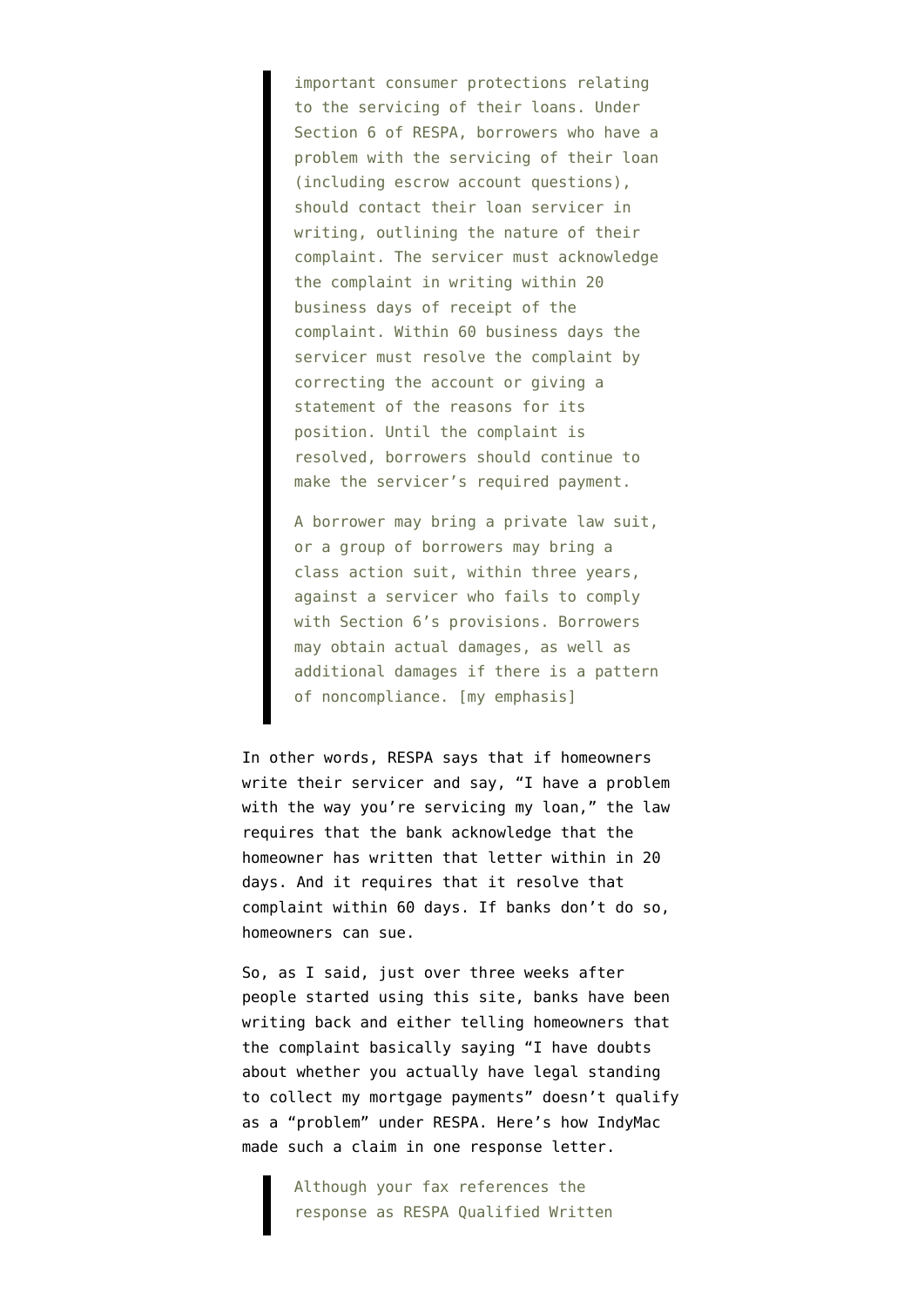> important consumer protections relating to the servicing of their loans. Under Section 6 of RESPA, borrowers who have a problem with the servicing of their loan (including escrow account questions), should contact their loan servicer in writing, outlining the nature of their complaint. The servicer must acknowledge the complaint in writing within 20 business days of receipt of the complaint. Within 60 business days the servicer must resolve the complaint by correcting the account or giving a statement of the reasons for its position. Until the complaint is resolved, borrowers should continue to make the servicer's required payment.
>
> A borrower may bring a private law suit, or a group of borrowers may bring a class action suit, within three years, against a servicer who fails to comply with Section 6's provisions. Borrowers may obtain actual damages, as well as additional damages if there is a pattern of noncompliance. [my emphasis]

In other words, RESPA says that if homeowners write their servicer and say, "I have a problem with the way you're servicing my loan," the law requires that the bank acknowledge that the homeowner has written that letter within in 20 days. And it requires that it resolve that complaint within 60 days. If banks don't do so, homeowners can sue.

So, as I said, just over three weeks after people started using this site, banks have been writing back and either telling homeowners that the complaint basically saying "I have doubts about whether you actually have legal standing to collect my mortgage payments" doesn't qualify as a "problem" under RESPA. Here's how IndyMac made such a claim in one response letter.

> Although your fax references the response as RESPA Qualified Written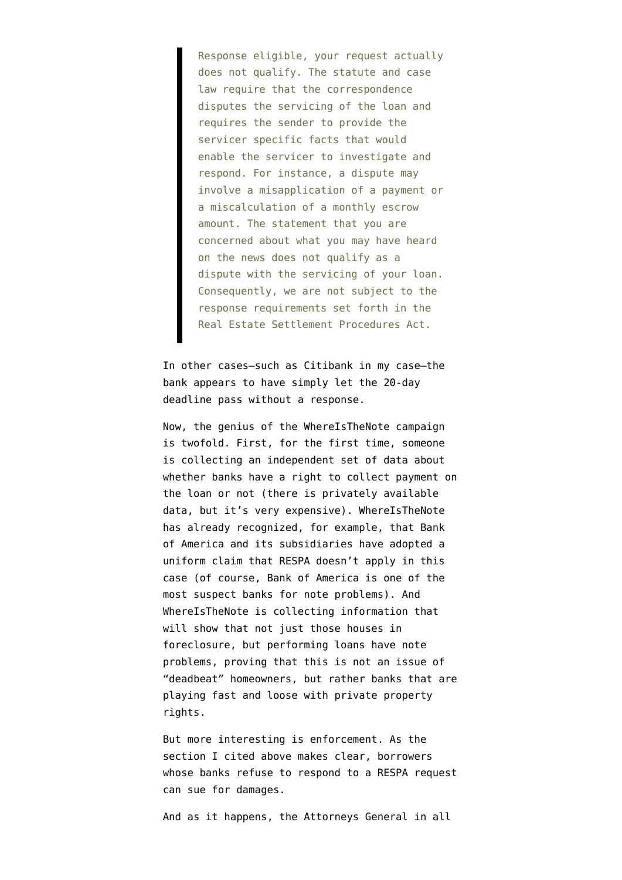> Response eligible, your request actually does not qualify. The statute and case law require that the correspondence disputes the servicing of the loan and requires the sender to provide the servicer specific facts that would enable the servicer to investigate and respond. For instance, a dispute may involve a misapplication of a payment or a miscalculation of a monthly escrow amount. The statement that you are concerned about what you may have heard on the news does not qualify as a dispute with the servicing of your loan. Consequently, we are not subject to the response requirements set forth in the Real Estate Settlement Procedures Act.

In other cases—such as Citibank in my case—the bank appears to have simply let the 20-day deadline pass without a response.

Now, the genius of the WhereIsTheNote campaign is twofold. First, for the first time, someone is collecting an independent set of data about whether banks have a right to collect payment on the loan or not (there is privately available data, but it's very expensive). WhereIsTheNote has already recognized, for example, that Bank of America and its subsidiaries have adopted a uniform claim that RESPA doesn't apply in this case (of course, Bank of America is one of the most suspect banks for note problems). And WhereIsTheNote is collecting information that will show that not just those houses in foreclosure, but performing loans have note problems, proving that this is not an issue of "deadbeat" homeowners, but rather banks that are playing fast and loose with private property rights.

But more interesting is enforcement. As the section I cited above makes clear, borrowers whose banks refuse to respond to a RESPA request can sue for damages.

And as it happens, the Attorneys General in all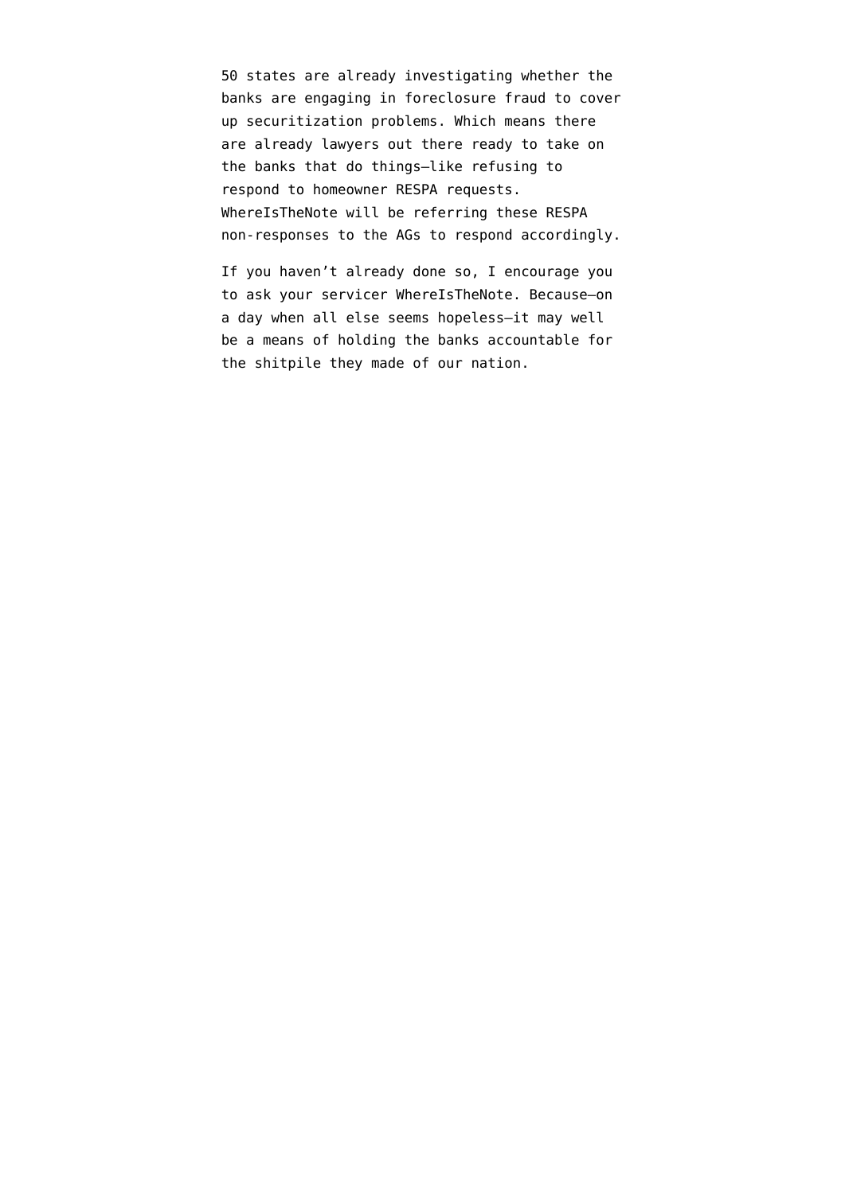50 states are already investigating whether the banks are engaging in foreclosure fraud to cover up securitization problems. Which means there are already lawyers out there ready to take on the banks that do things–like refusing to respond to homeowner RESPA requests. WhereIsTheNote will be referring these RESPA non-responses to the AGs to respond accordingly.

If you haven't already done so, I encourage you to ask your servicer WhereIsTheNote. Because–on a day when all else seems hopeless–it may well be a means of holding the banks accountable for the shitpile they made of our nation.